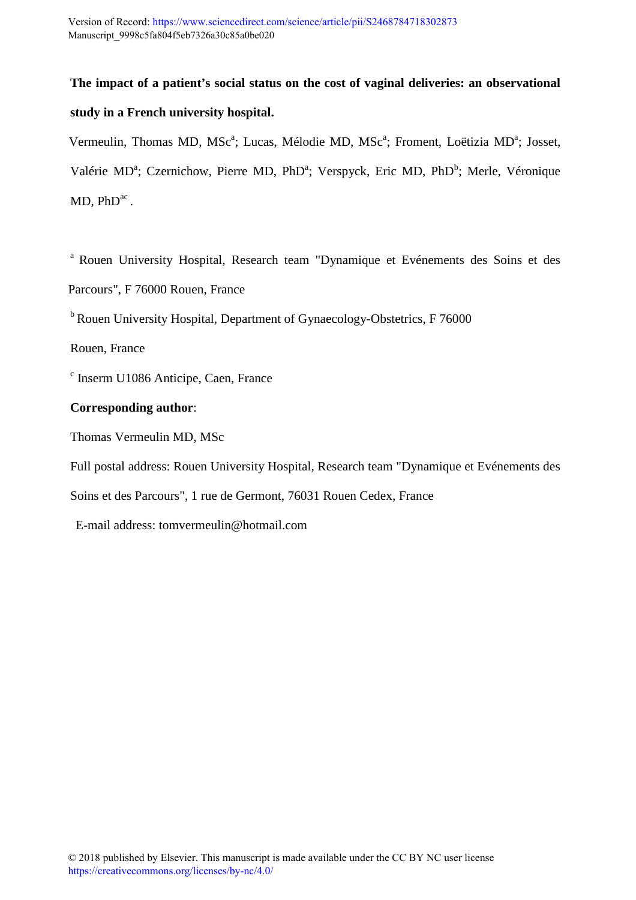Version of Record: https://www.sciencedirect.com/science/article/pii/S2468784718302873
Manuscript_9998c5fa804f5eb7326a30c85a0be020

**The impact of a patient's social status on the cost of vaginal deliveries: an observational study in a French university hospital.**

Vermeulin, Thomas MD, MSc[a]; Lucas, Mélodie MD, MSc[a]; Froment, Loëtizia MD[a]; Josset, Valérie MD[a]; Czernichow, Pierre MD, PhD[a]; Verspyck, Eric MD, PhD[b]; Merle, Véronique MD, PhD[ac].

[a] Rouen University Hospital, Research team "Dynamique et Evénements des Soins et des Parcours", F 76000 Rouen, France

[b] Rouen University Hospital, Department of Gynaecology-Obstetrics, F 76000 Rouen, France

[c] Inserm U1086 Anticipe, Caen, France

**Corresponding author**:

Thomas Vermeulin MD, MSc

Full postal address: Rouen University Hospital, Research team "Dynamique et Evénements des Soins et des Parcours", 1 rue de Germont, 76031 Rouen Cedex, France

E-mail address: tomvermeulin@hotmail.com

© 2018 published by Elsevier. This manuscript is made available under the CC BY NC user license https://creativecommons.org/licenses/by-nc/4.0/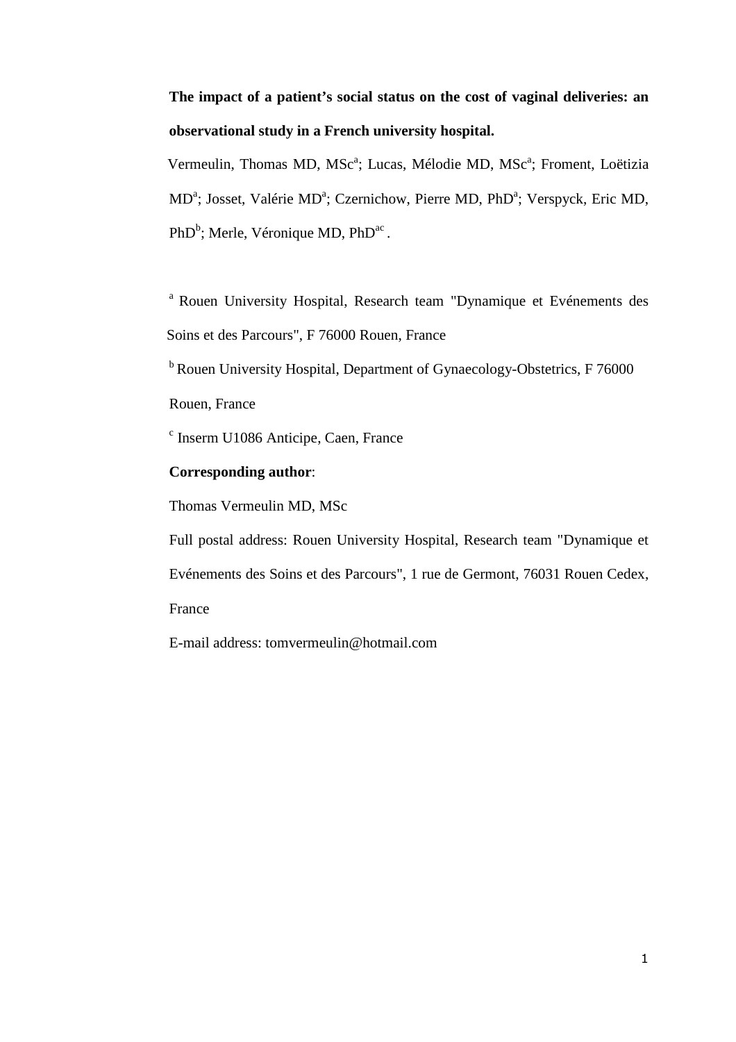**The impact of a patient's social status on the cost of vaginal deliveries: an observational study in a French university hospital.**

Vermeulin, Thomas MD, MSc[a]; Lucas, Mélodie MD, MSc[a]; Froment, Loëtizia MD[a]; Josset, Valérie MD[a]; Czernichow, Pierre MD, PhD[a]; Verspyck, Eric MD, PhD[b]; Merle, Véronique MD, PhD[ac].

[a] Rouen University Hospital, Research team "Dynamique et Evénements des Soins et des Parcours", F 76000 Rouen, France

[b] Rouen University Hospital, Department of Gynaecology-Obstetrics, F 76000 Rouen, France

[c] Inserm U1086 Anticipe, Caen, France

**Corresponding author**:

Thomas Vermeulin MD, MSc

Full postal address: Rouen University Hospital, Research team "Dynamique et Evénements des Soins et des Parcours", 1 rue de Germont, 76031 Rouen Cedex, France

E-mail address: tomvermeulin@hotmail.com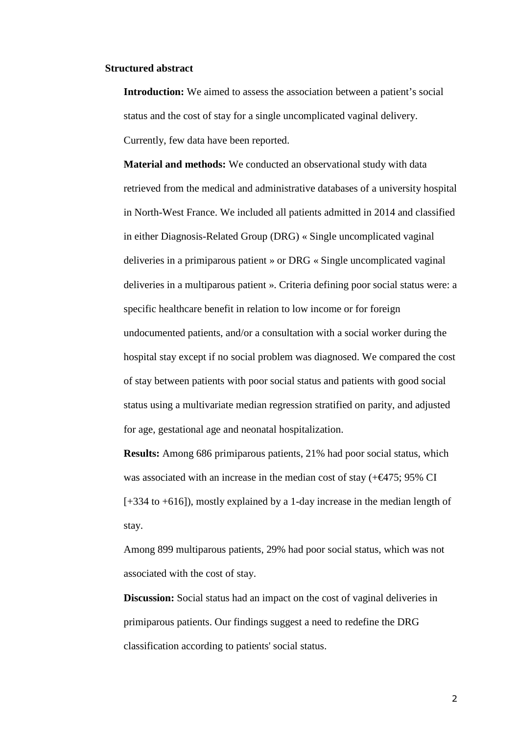## Structured abstract

**Introduction:** We aimed to assess the association between a patient's social status and the cost of stay for a single uncomplicated vaginal delivery. Currently, few data have been reported.

**Material and methods:** We conducted an observational study with data retrieved from the medical and administrative databases of a university hospital in North-West France. We included all patients admitted in 2014 and classified in either Diagnosis-Related Group (DRG) « Single uncomplicated vaginal deliveries in a primiparous patient » or DRG « Single uncomplicated vaginal deliveries in a multiparous patient ». Criteria defining poor social status were: a specific healthcare benefit in relation to low income or for foreign undocumented patients, and/or a consultation with a social worker during the hospital stay except if no social problem was diagnosed. We compared the cost of stay between patients with poor social status and patients with good social status using a multivariate median regression stratified on parity, and adjusted for age, gestational age and neonatal hospitalization.

**Results:** Among 686 primiparous patients, 21% had poor social status, which was associated with an increase in the median cost of stay (+€475; 95% CI [+334 to +616]), mostly explained by a 1-day increase in the median length of stay.

Among 899 multiparous patients, 29% had poor social status, which was not associated with the cost of stay.

**Discussion:** Social status had an impact on the cost of vaginal deliveries in primiparous patients. Our findings suggest a need to redefine the DRG classification according to patients' social status.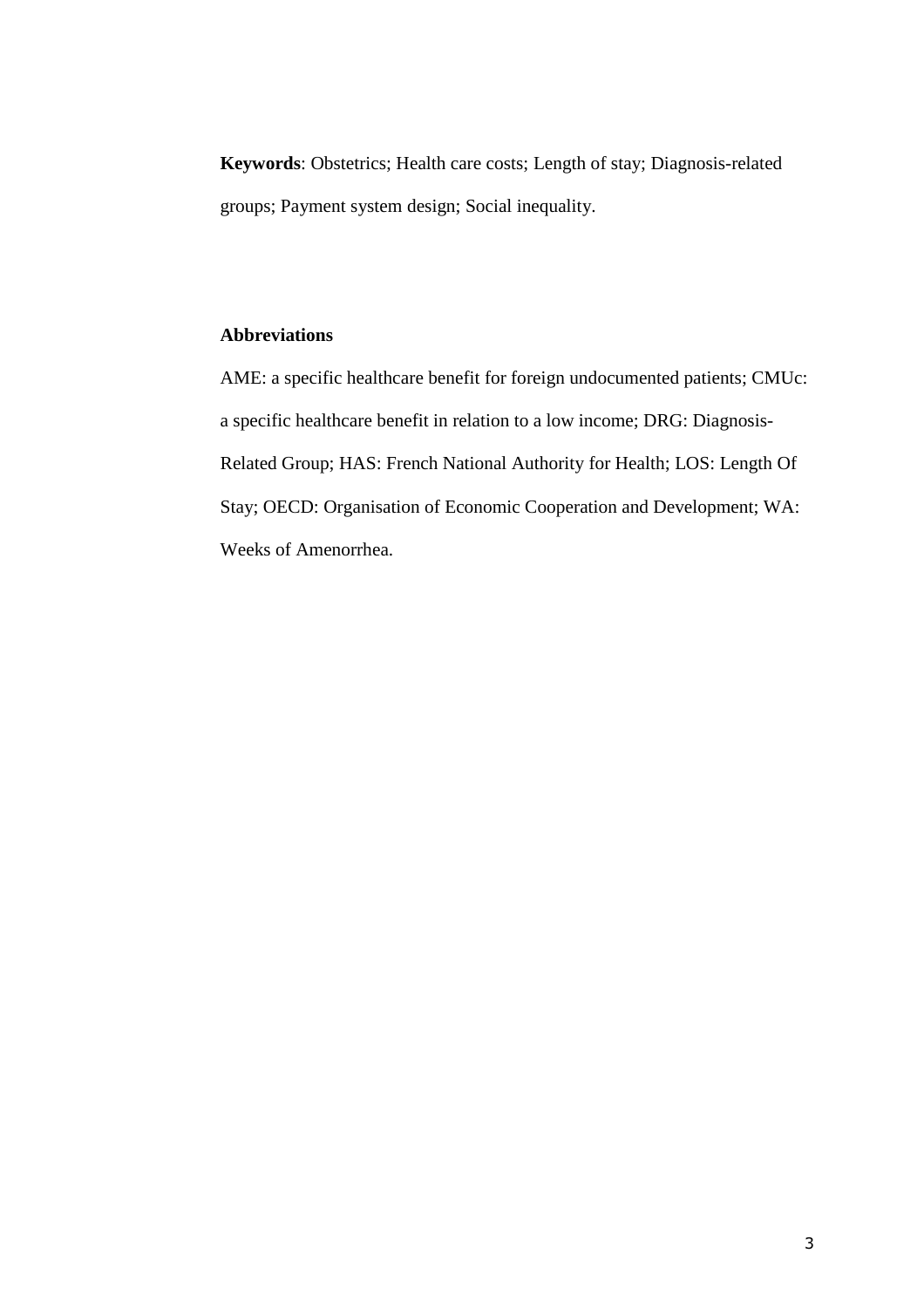**Keywords**: Obstetrics; Health care costs; Length of stay; Diagnosis-related groups; Payment system design; Social inequality.

**Abbreviations**

AME: a specific healthcare benefit for foreign undocumented patients; CMUc: a specific healthcare benefit in relation to a low income; DRG: Diagnosis-Related Group; HAS: French National Authority for Health; LOS: Length Of Stay; OECD: Organisation of Economic Cooperation and Development; WA: Weeks of Amenorrhea.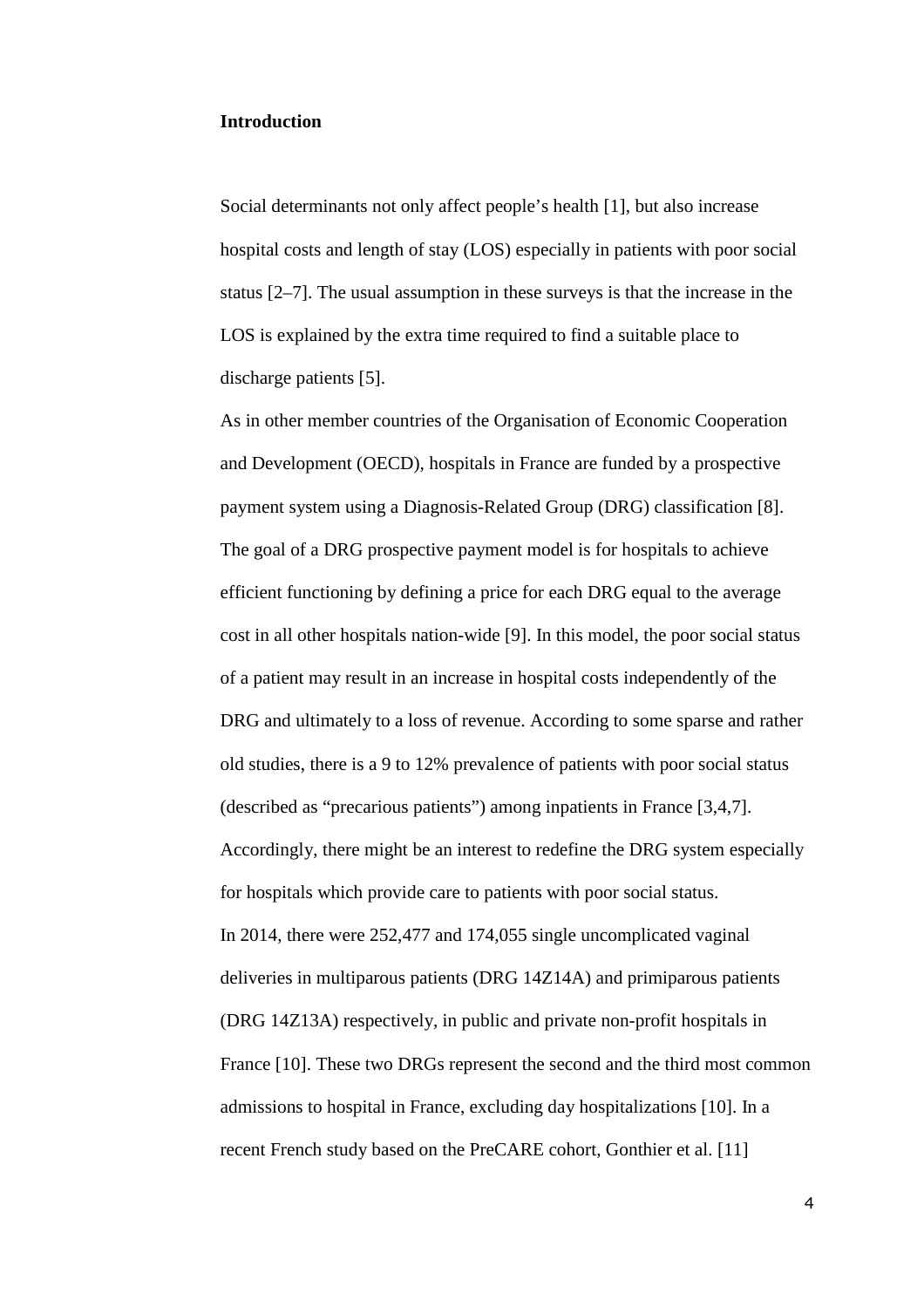## Introduction

Social determinants not only affect people's health [1], but also increase hospital costs and length of stay (LOS) especially in patients with poor social status [2–7]. The usual assumption in these surveys is that the increase in the LOS is explained by the extra time required to find a suitable place to discharge patients [5].

As in other member countries of the Organisation of Economic Cooperation and Development (OECD), hospitals in France are funded by a prospective payment system using a Diagnosis-Related Group (DRG) classification [8]. The goal of a DRG prospective payment model is for hospitals to achieve efficient functioning by defining a price for each DRG equal to the average cost in all other hospitals nation-wide [9]. In this model, the poor social status of a patient may result in an increase in hospital costs independently of the DRG and ultimately to a loss of revenue. According to some sparse and rather old studies, there is a 9 to 12% prevalence of patients with poor social status (described as "precarious patients") among inpatients in France [3,4,7]. Accordingly, there might be an interest to redefine the DRG system especially for hospitals which provide care to patients with poor social status.

In 2014, there were 252,477 and 174,055 single uncomplicated vaginal deliveries in multiparous patients (DRG 14Z14A) and primiparous patients (DRG 14Z13A) respectively, in public and private non-profit hospitals in France [10]. These two DRGs represent the second and the third most common admissions to hospital in France, excluding day hospitalizations [10]. In a recent French study based on the PreCARE cohort, Gonthier et al. [11]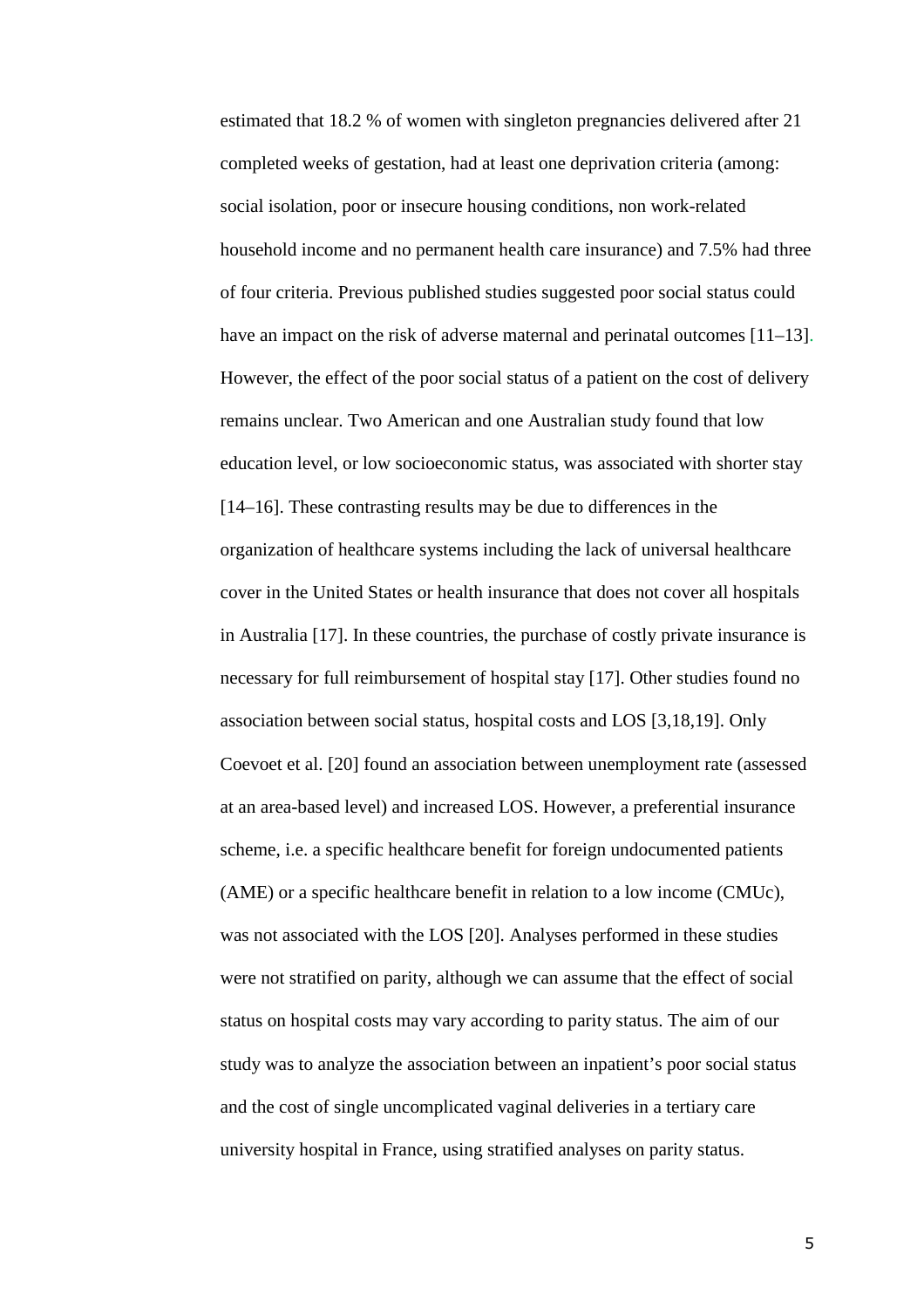estimated that 18.2 % of women with singleton pregnancies delivered after 21 completed weeks of gestation, had at least one deprivation criteria (among: social isolation, poor or insecure housing conditions, non work-related household income and no permanent health care insurance) and 7.5% had three of four criteria. Previous published studies suggested poor social status could have an impact on the risk of adverse maternal and perinatal outcomes [11–13]. However, the effect of the poor social status of a patient on the cost of delivery remains unclear. Two American and one Australian study found that low education level, or low socioeconomic status, was associated with shorter stay [14–16]. These contrasting results may be due to differences in the organization of healthcare systems including the lack of universal healthcare cover in the United States or health insurance that does not cover all hospitals in Australia [17]. In these countries, the purchase of costly private insurance is necessary for full reimbursement of hospital stay [17]. Other studies found no association between social status, hospital costs and LOS [3,18,19]. Only Coevoet et al. [20] found an association between unemployment rate (assessed at an area-based level) and increased LOS. However, a preferential insurance scheme, i.e. a specific healthcare benefit for foreign undocumented patients (AME) or a specific healthcare benefit in relation to a low income (CMUc), was not associated with the LOS [20]. Analyses performed in these studies were not stratified on parity, although we can assume that the effect of social status on hospital costs may vary according to parity status. The aim of our study was to analyze the association between an inpatient's poor social status and the cost of single uncomplicated vaginal deliveries in a tertiary care university hospital in France, using stratified analyses on parity status.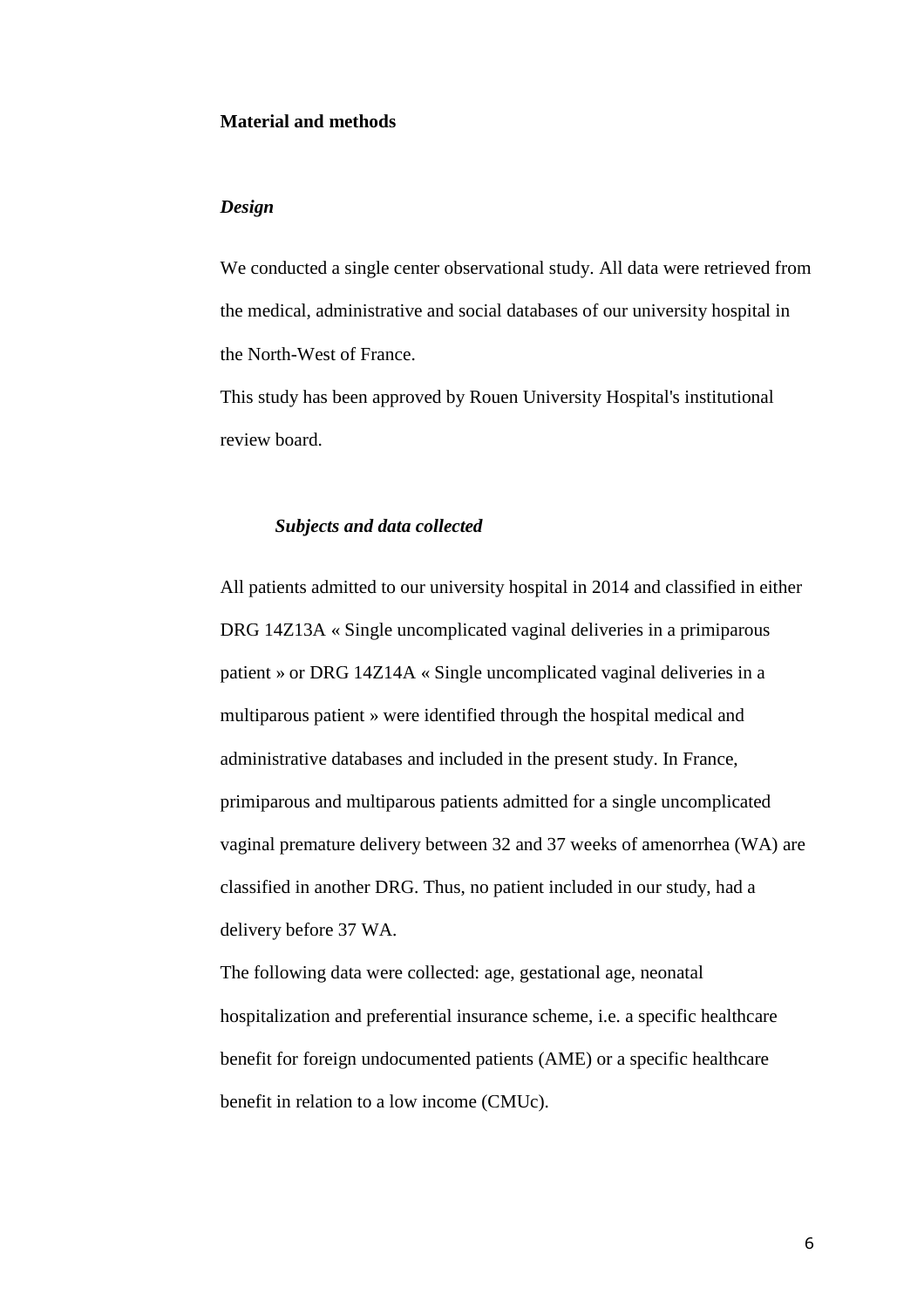## Material and methods

### *Design*

We conducted a single center observational study. All data were retrieved from the medical, administrative and social databases of our university hospital in the North-West of France.

This study has been approved by Rouen University Hospital's institutional review board.

### *Subjects and data collected*

All patients admitted to our university hospital in 2014 and classified in either DRG 14Z13A « Single uncomplicated vaginal deliveries in a primiparous patient » or DRG 14Z14A « Single uncomplicated vaginal deliveries in a multiparous patient » were identified through the hospital medical and administrative databases and included in the present study. In France, primiparous and multiparous patients admitted for a single uncomplicated vaginal premature delivery between 32 and 37 weeks of amenorrhea (WA) are classified in another DRG. Thus, no patient included in our study, had a delivery before 37 WA.

The following data were collected: age, gestational age, neonatal hospitalization and preferential insurance scheme, i.e. a specific healthcare benefit for foreign undocumented patients (AME) or a specific healthcare benefit in relation to a low income (CMUc).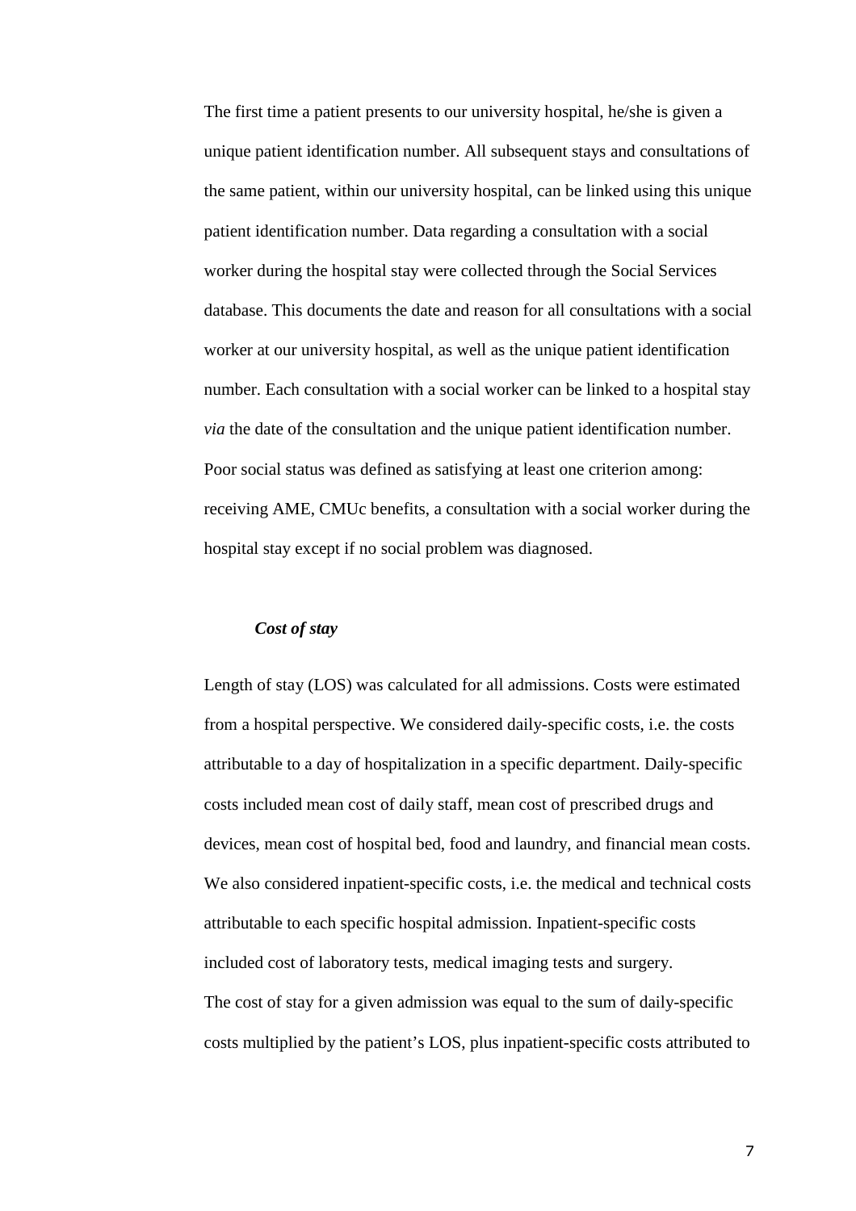The first time a patient presents to our university hospital, he/she is given a unique patient identification number. All subsequent stays and consultations of the same patient, within our university hospital, can be linked using this unique patient identification number. Data regarding a consultation with a social worker during the hospital stay were collected through the Social Services database. This documents the date and reason for all consultations with a social worker at our university hospital, as well as the unique patient identification number. Each consultation with a social worker can be linked to a hospital stay *via* the date of the consultation and the unique patient identification number. Poor social status was defined as satisfying at least one criterion among: receiving AME, CMUc benefits, a consultation with a social worker during the hospital stay except if no social problem was diagnosed.

### *Cost of stay*

Length of stay (LOS) was calculated for all admissions. Costs were estimated from a hospital perspective. We considered daily-specific costs, i.e. the costs attributable to a day of hospitalization in a specific department. Daily-specific costs included mean cost of daily staff, mean cost of prescribed drugs and devices, mean cost of hospital bed, food and laundry, and financial mean costs. We also considered inpatient-specific costs, i.e. the medical and technical costs attributable to each specific hospital admission. Inpatient-specific costs included cost of laboratory tests, medical imaging tests and surgery.
The cost of stay for a given admission was equal to the sum of daily-specific costs multiplied by the patient's LOS, plus inpatient-specific costs attributed to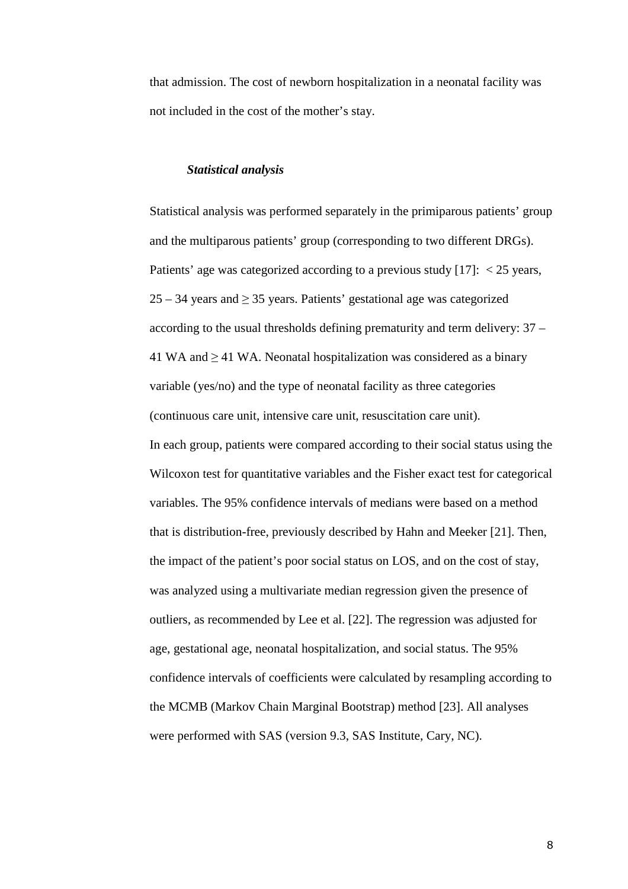that admission. The cost of newborn hospitalization in a neonatal facility was not included in the cost of the mother's stay.

### *Statistical analysis*

Statistical analysis was performed separately in the primiparous patients' group and the multiparous patients' group (corresponding to two different DRGs). Patients' age was categorized according to a previous study [17]: < 25 years, 25 – 34 years and ≥ 35 years. Patients' gestational age was categorized according to the usual thresholds defining prematurity and term delivery: 37 – 41 WA and ≥ 41 WA. Neonatal hospitalization was considered as a binary variable (yes/no) and the type of neonatal facility as three categories (continuous care unit, intensive care unit, resuscitation care unit).

In each group, patients were compared according to their social status using the Wilcoxon test for quantitative variables and the Fisher exact test for categorical variables. The 95% confidence intervals of medians were based on a method that is distribution-free, previously described by Hahn and Meeker [21]. Then, the impact of the patient's poor social status on LOS, and on the cost of stay, was analyzed using a multivariate median regression given the presence of outliers, as recommended by Lee et al. [22]. The regression was adjusted for age, gestational age, neonatal hospitalization, and social status. The 95% confidence intervals of coefficients were calculated by resampling according to the MCMB (Markov Chain Marginal Bootstrap) method [23]. All analyses were performed with SAS (version 9.3, SAS Institute, Cary, NC).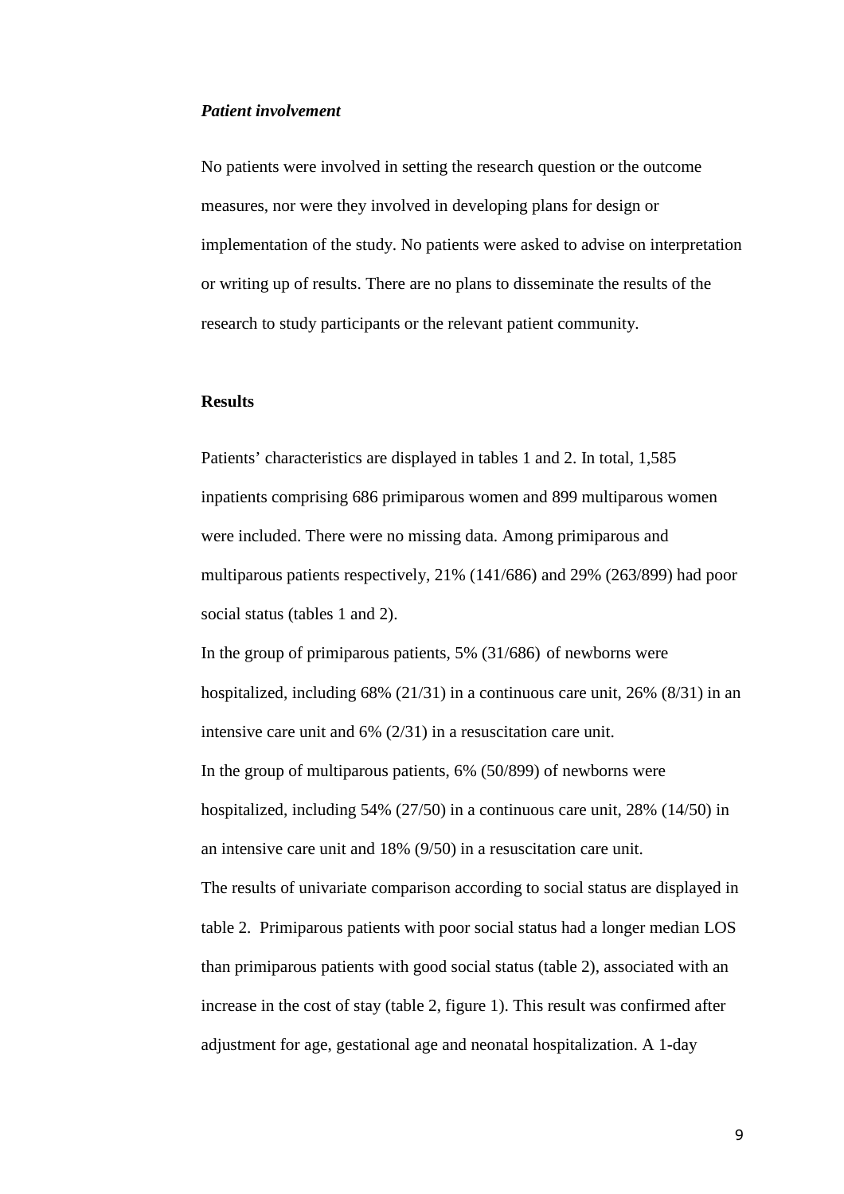### *Patient involvement*

No patients were involved in setting the research question or the outcome measures, nor were they involved in developing plans for design or implementation of the study. No patients were asked to advise on interpretation or writing up of results. There are no plans to disseminate the results of the research to study participants or the relevant patient community.

## Results

Patients' characteristics are displayed in tables 1 and 2. In total, 1,585 inpatients comprising 686 primiparous women and 899 multiparous women were included. There were no missing data. Among primiparous and multiparous patients respectively, 21% (141/686) and 29% (263/899) had poor social status (tables 1 and 2).

In the group of primiparous patients, 5% (31/686) of newborns were hospitalized, including 68% (21/31) in a continuous care unit, 26% (8/31) in an intensive care unit and 6% (2/31) in a resuscitation care unit.

In the group of multiparous patients, 6% (50/899) of newborns were hospitalized, including 54% (27/50) in a continuous care unit, 28% (14/50) in an intensive care unit and 18% (9/50) in a resuscitation care unit.

The results of univariate comparison according to social status are displayed in table 2. Primiparous patients with poor social status had a longer median LOS than primiparous patients with good social status (table 2), associated with an increase in the cost of stay (table 2, figure 1). This result was confirmed after adjustment for age, gestational age and neonatal hospitalization. A 1-day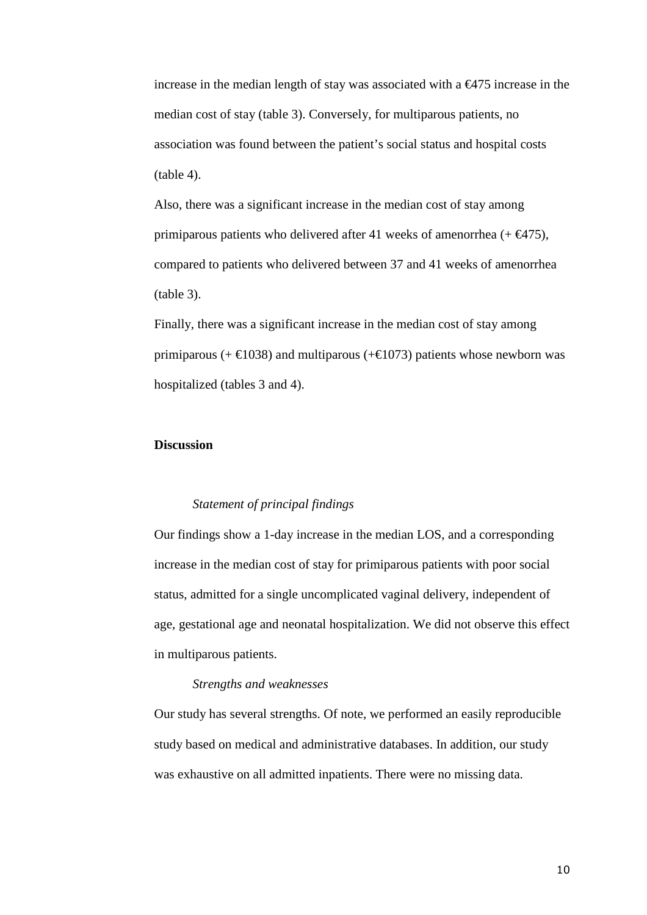increase in the median length of stay was associated with a €475 increase in the median cost of stay (table 3). Conversely, for multiparous patients, no association was found between the patient's social status and hospital costs (table 4).

Also, there was a significant increase in the median cost of stay among primiparous patients who delivered after 41 weeks of amenorrhea (+ €475), compared to patients who delivered between 37 and 41 weeks of amenorrhea (table 3).

Finally, there was a significant increase in the median cost of stay among primiparous (+ €1038) and multiparous (+€1073) patients whose newborn was hospitalized (tables 3 and 4).

**Discussion**

*Statement of principal findings*

Our findings show a 1-day increase in the median LOS, and a corresponding increase in the median cost of stay for primiparous patients with poor social status, admitted for a single uncomplicated vaginal delivery, independent of age, gestational age and neonatal hospitalization. We did not observe this effect in multiparous patients.

*Strengths and weaknesses*

Our study has several strengths. Of note, we performed an easily reproducible study based on medical and administrative databases. In addition, our study was exhaustive on all admitted inpatients. There were no missing data.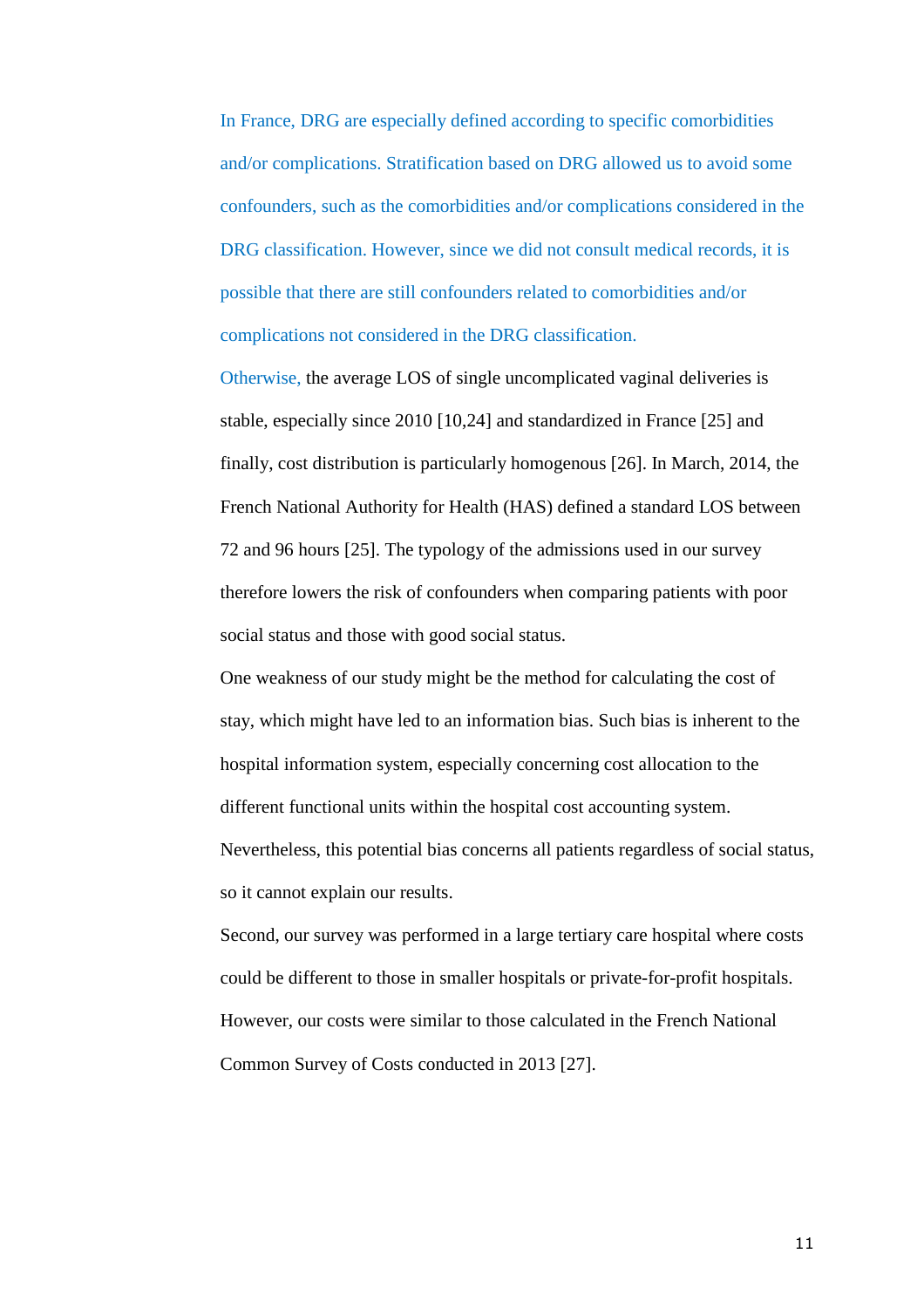In France, DRG are especially defined according to specific comorbidities and/or complications. Stratification based on DRG allowed us to avoid some confounders, such as the comorbidities and/or complications considered in the DRG classification. However, since we did not consult medical records, it is possible that there are still confounders related to comorbidities and/or complications not considered in the DRG classification.

Otherwise, the average LOS of single uncomplicated vaginal deliveries is stable, especially since 2010 [10,24] and standardized in France [25] and finally, cost distribution is particularly homogenous [26]. In March, 2014, the French National Authority for Health (HAS) defined a standard LOS between 72 and 96 hours [25]. The typology of the admissions used in our survey therefore lowers the risk of confounders when comparing patients with poor social status and those with good social status.

One weakness of our study might be the method for calculating the cost of stay, which might have led to an information bias. Such bias is inherent to the hospital information system, especially concerning cost allocation to the different functional units within the hospital cost accounting system. Nevertheless, this potential bias concerns all patients regardless of social status, so it cannot explain our results.

Second, our survey was performed in a large tertiary care hospital where costs could be different to those in smaller hospitals or private-for-profit hospitals. However, our costs were similar to those calculated in the French National Common Survey of Costs conducted in 2013 [27].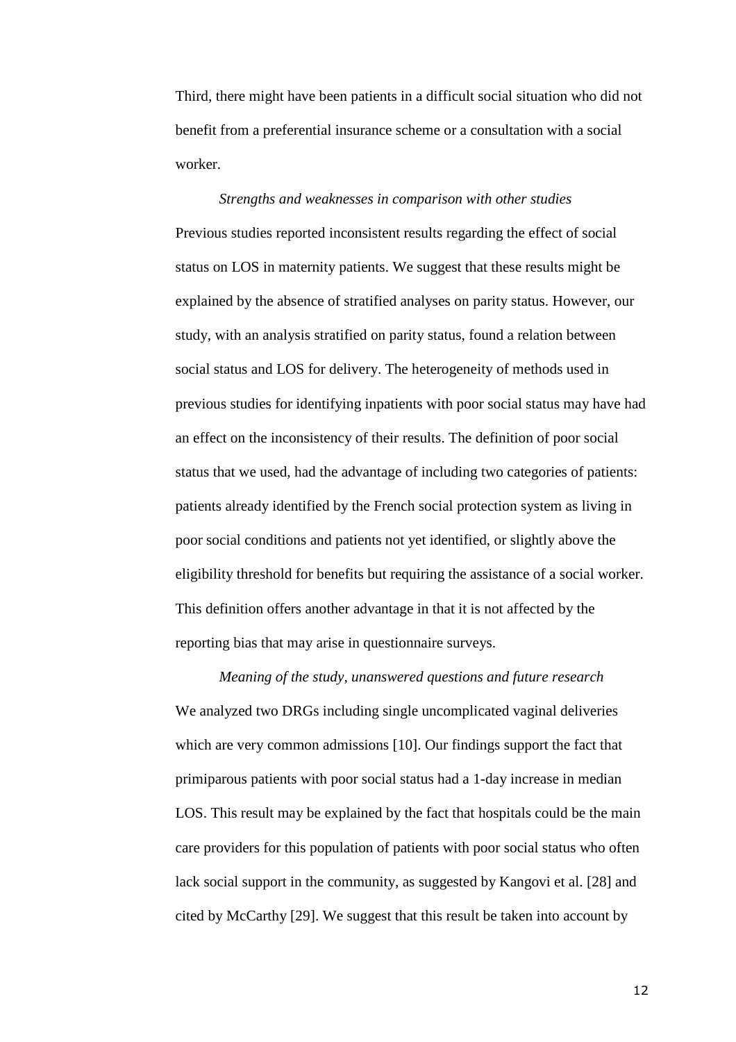Third, there might have been patients in a difficult social situation who did not benefit from a preferential insurance scheme or a consultation with a social worker.

*Strengths and weaknesses in comparison with other studies*

Previous studies reported inconsistent results regarding the effect of social status on LOS in maternity patients. We suggest that these results might be explained by the absence of stratified analyses on parity status. However, our study, with an analysis stratified on parity status, found a relation between social status and LOS for delivery. The heterogeneity of methods used in previous studies for identifying inpatients with poor social status may have had an effect on the inconsistency of their results. The definition of poor social status that we used, had the advantage of including two categories of patients: patients already identified by the French social protection system as living in poor social conditions and patients not yet identified, or slightly above the eligibility threshold for benefits but requiring the assistance of a social worker. This definition offers another advantage in that it is not affected by the reporting bias that may arise in questionnaire surveys.

*Meaning of the study, unanswered questions and future research*

We analyzed two DRGs including single uncomplicated vaginal deliveries which are very common admissions [10]. Our findings support the fact that primiparous patients with poor social status had a 1-day increase in median LOS. This result may be explained by the fact that hospitals could be the main care providers for this population of patients with poor social status who often lack social support in the community, as suggested by Kangovi et al. [28] and cited by McCarthy [29]. We suggest that this result be taken into account by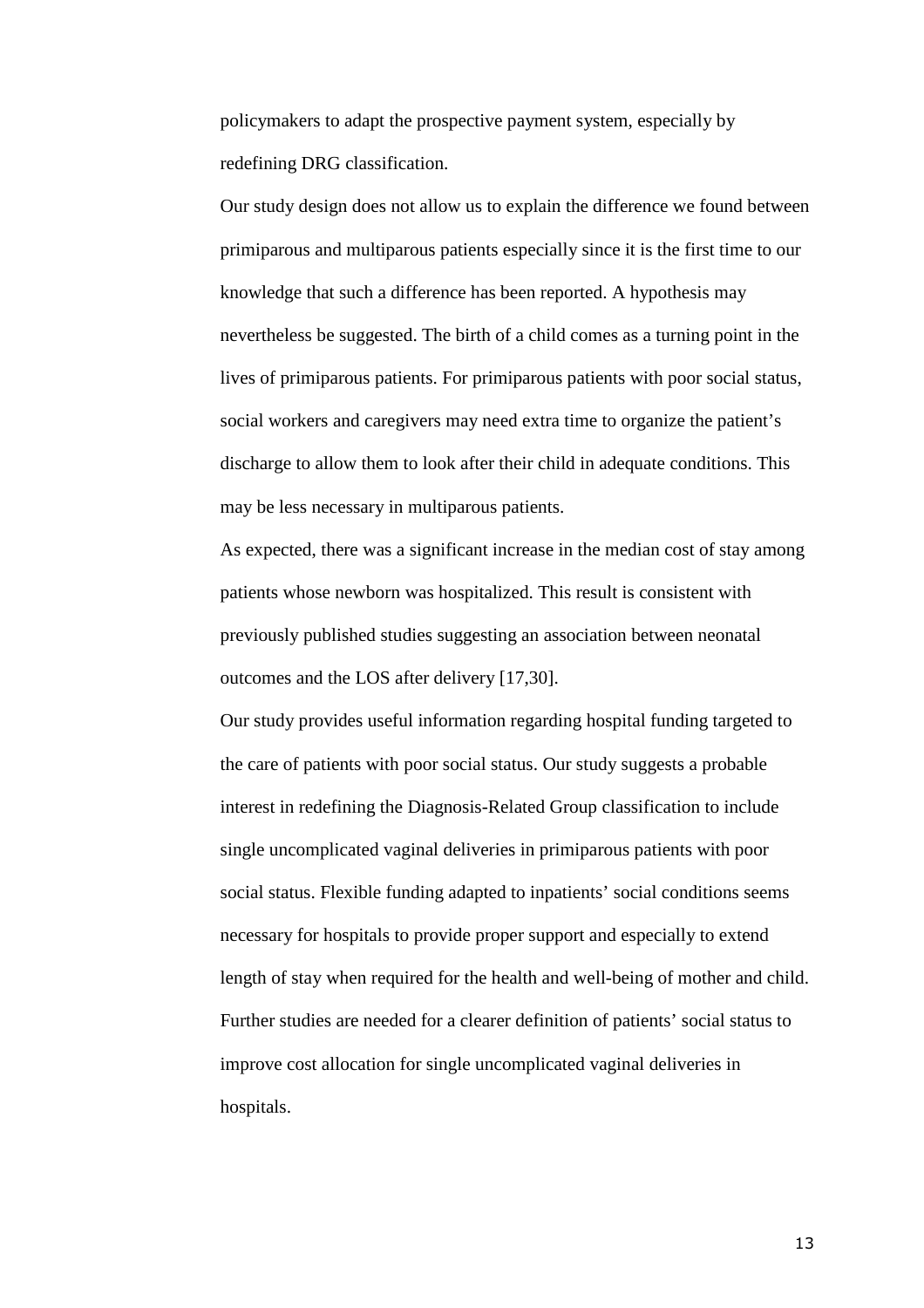policymakers to adapt the prospective payment system, especially by redefining DRG classification.

Our study design does not allow us to explain the difference we found between primiparous and multiparous patients especially since it is the first time to our knowledge that such a difference has been reported. A hypothesis may nevertheless be suggested. The birth of a child comes as a turning point in the lives of primiparous patients. For primiparous patients with poor social status, social workers and caregivers may need extra time to organize the patient's discharge to allow them to look after their child in adequate conditions. This may be less necessary in multiparous patients.

As expected, there was a significant increase in the median cost of stay among patients whose newborn was hospitalized. This result is consistent with previously published studies suggesting an association between neonatal outcomes and the LOS after delivery [17,30].

Our study provides useful information regarding hospital funding targeted to the care of patients with poor social status. Our study suggests a probable interest in redefining the Diagnosis-Related Group classification to include single uncomplicated vaginal deliveries in primiparous patients with poor social status. Flexible funding adapted to inpatients' social conditions seems necessary for hospitals to provide proper support and especially to extend length of stay when required for the health and well-being of mother and child. Further studies are needed for a clearer definition of patients' social status to improve cost allocation for single uncomplicated vaginal deliveries in hospitals.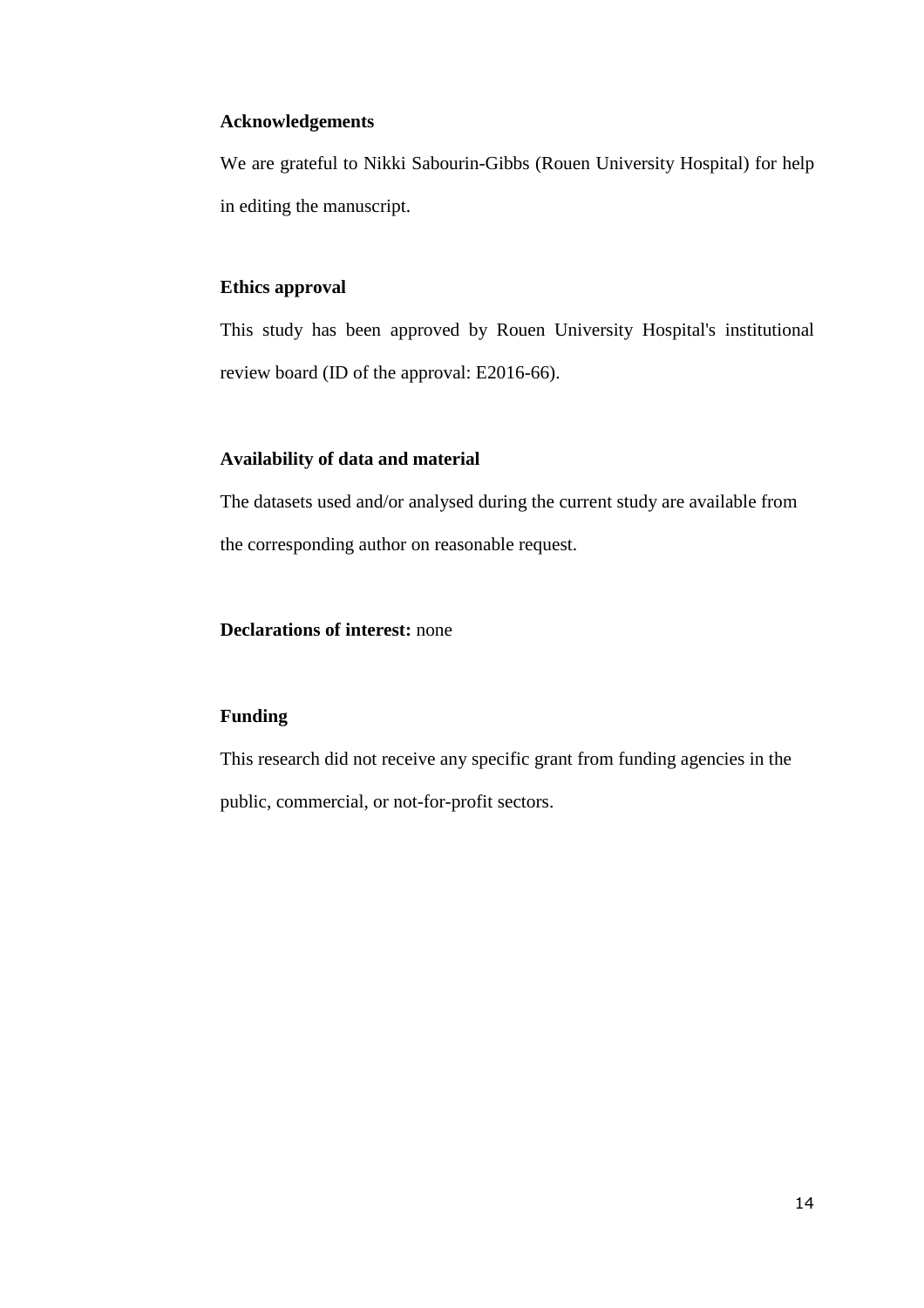## Acknowledgements

We are grateful to Nikki Sabourin-Gibbs (Rouen University Hospital) for help in editing the manuscript.

## Ethics approval

This study has been approved by Rouen University Hospital's institutional review board (ID of the approval: E2016-66).

## Availability of data and material

The datasets used and/or analysed during the current study are available from the corresponding author on reasonable request.

**Declarations of interest:** none

## Funding

This research did not receive any specific grant from funding agencies in the public, commercial, or not-for-profit sectors.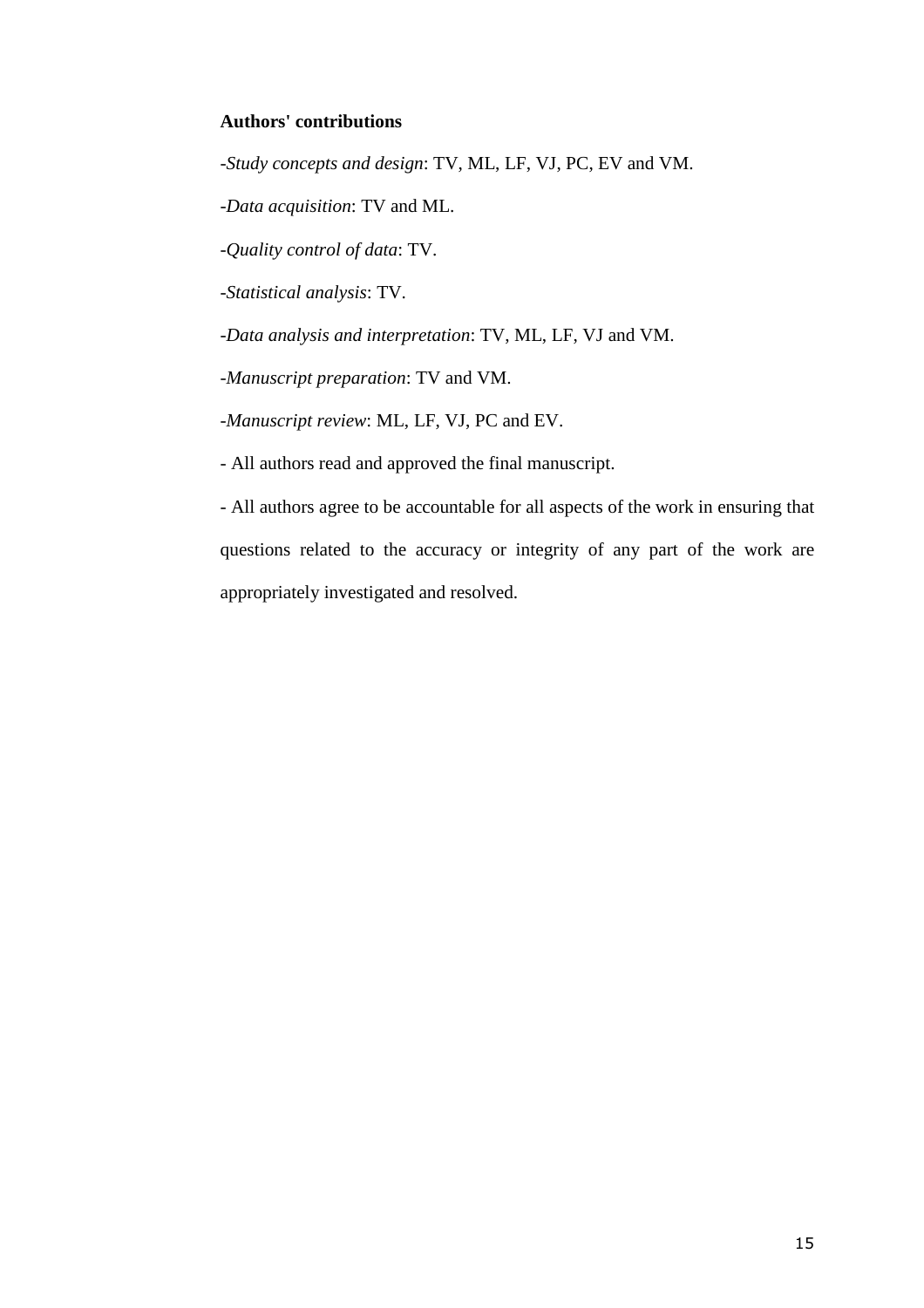**Authors' contributions**

-*Study concepts and design*: TV, ML, LF, VJ, PC, EV and VM.

-*Data acquisition*: TV and ML.

-*Quality control of data*: TV.

-*Statistical analysis*: TV.

-*Data analysis and interpretation*: TV, ML, LF, VJ and VM.

-*Manuscript preparation*: TV and VM.

-*Manuscript review*: ML, LF, VJ, PC and EV.

- All authors read and approved the final manuscript.

- All authors agree to be accountable for all aspects of the work in ensuring that questions related to the accuracy or integrity of any part of the work are appropriately investigated and resolved.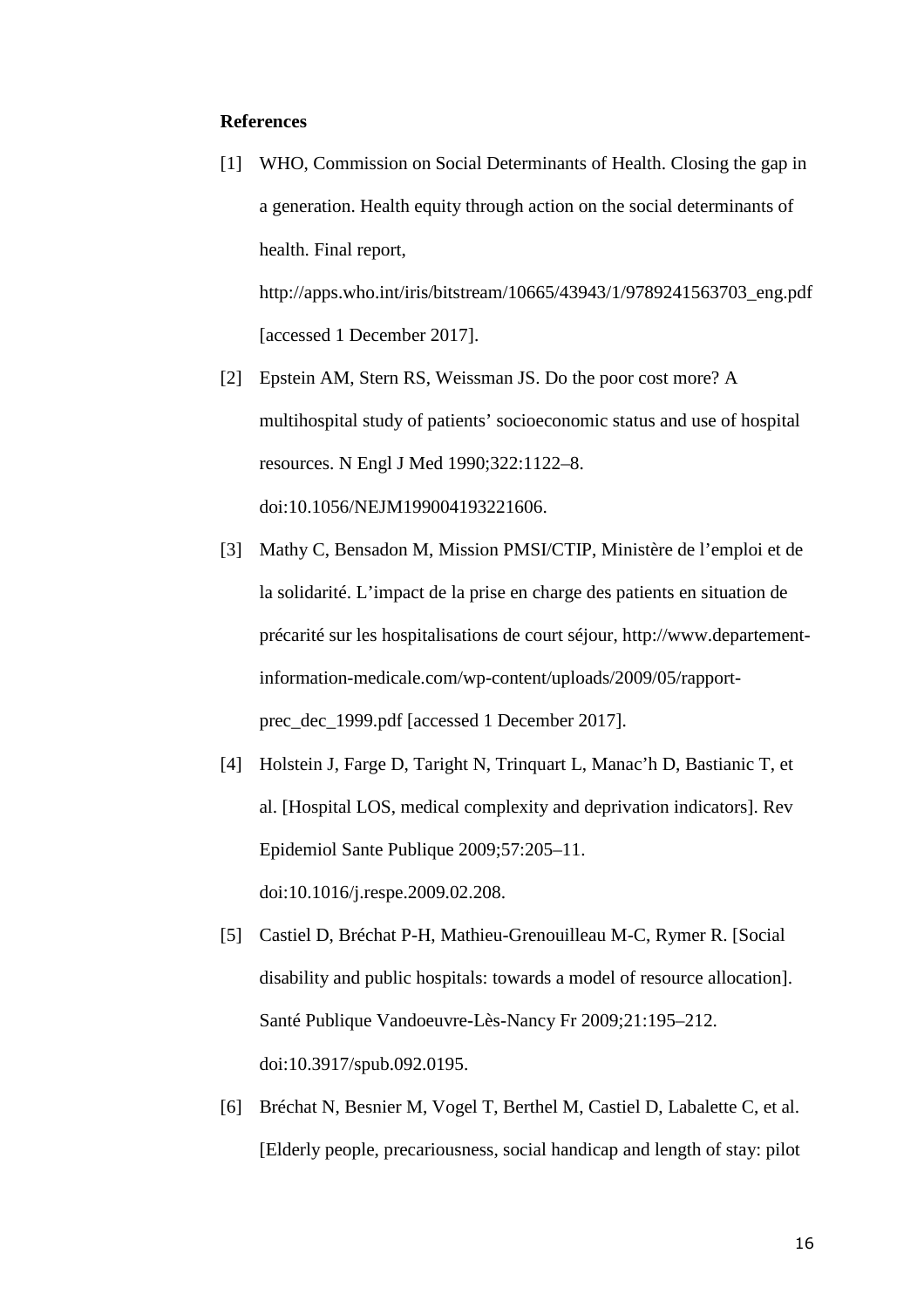**References**

[1] WHO, Commission on Social Determinants of Health. Closing the gap in a generation. Health equity through action on the social determinants of health. Final report, http://apps.who.int/iris/bitstream/10665/43943/1/9789241563703_eng.pdf [accessed 1 December 2017].

[2] Epstein AM, Stern RS, Weissman JS. Do the poor cost more? A multihospital study of patients' socioeconomic status and use of hospital resources. N Engl J Med 1990;322:1122–8. doi:10.1056/NEJM199004193221606.

[3] Mathy C, Bensadon M, Mission PMSI/CTIP, Ministère de l'emploi et de la solidarité. L'impact de la prise en charge des patients en situation de précarité sur les hospitalisations de court séjour, http://www.departement-information-medicale.com/wp-content/uploads/2009/05/rapport-prec_dec_1999.pdf [accessed 1 December 2017].

[4] Holstein J, Farge D, Taright N, Trinquart L, Manac'h D, Bastianic T, et al. [Hospital LOS, medical complexity and deprivation indicators]. Rev Epidemiol Sante Publique 2009;57:205–11. doi:10.1016/j.respe.2009.02.208.

[5] Castiel D, Bréchat P-H, Mathieu-Grenouilleau M-C, Rymer R. [Social disability and public hospitals: towards a model of resource allocation]. Santé Publique Vandoeuvre-Lès-Nancy Fr 2009;21:195–212. doi:10.3917/spub.092.0195.

[6] Bréchat N, Besnier M, Vogel T, Berthel M, Castiel D, Labalette C, et al. [Elderly people, precariousness, social handicap and length of stay: pilot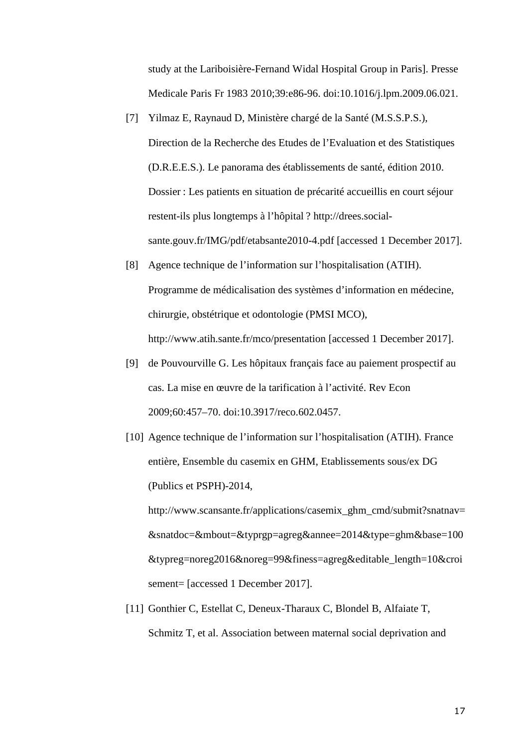study at the Lariboisière-Fernand Widal Hospital Group in Paris]. Presse Medicale Paris Fr 1983 2010;39:e86-96. doi:10.1016/j.lpm.2009.06.021.

[7] Yilmaz E, Raynaud D, Ministère chargé de la Santé (M.S.S.P.S.), Direction de la Recherche des Etudes de l'Evaluation et des Statistiques (D.R.E.E.S.). Le panorama des établissements de santé, édition 2010. Dossier : Les patients en situation de précarité accueillis en court séjour restent-ils plus longtemps à l'hôpital ? http://drees.social-sante.gouv.fr/IMG/pdf/etabsante2010-4.pdf [accessed 1 December 2017].

[8] Agence technique de l'information sur l'hospitalisation (ATIH). Programme de médicalisation des systèmes d'information en médecine, chirurgie, obstétrique et odontologie (PMSI MCO), http://www.atih.sante.fr/mco/presentation [accessed 1 December 2017].

[9] de Pouvourville G. Les hôpitaux français face au paiement prospectif au cas. La mise en œuvre de la tarification à l'activité. Rev Econ 2009;60:457–70. doi:10.3917/reco.602.0457.

[10] Agence technique de l'information sur l'hospitalisation (ATIH). France entière, Ensemble du casemix en GHM, Etablissements sous/ex DG (Publics et PSPH)-2014, http://www.scansante.fr/applications/casemix_ghm_cmd/submit?snatnav=&snatdoc=&mbout=&typrgp=agreg&annee=2014&type=ghm&base=100&typreg=noreg2016&noreg=99&finess=agreg&editable_length=10&croisement= [accessed 1 December 2017].

[11] Gonthier C, Estellat C, Deneux-Tharaux C, Blondel B, Alfaiate T, Schmitz T, et al. Association between maternal social deprivation and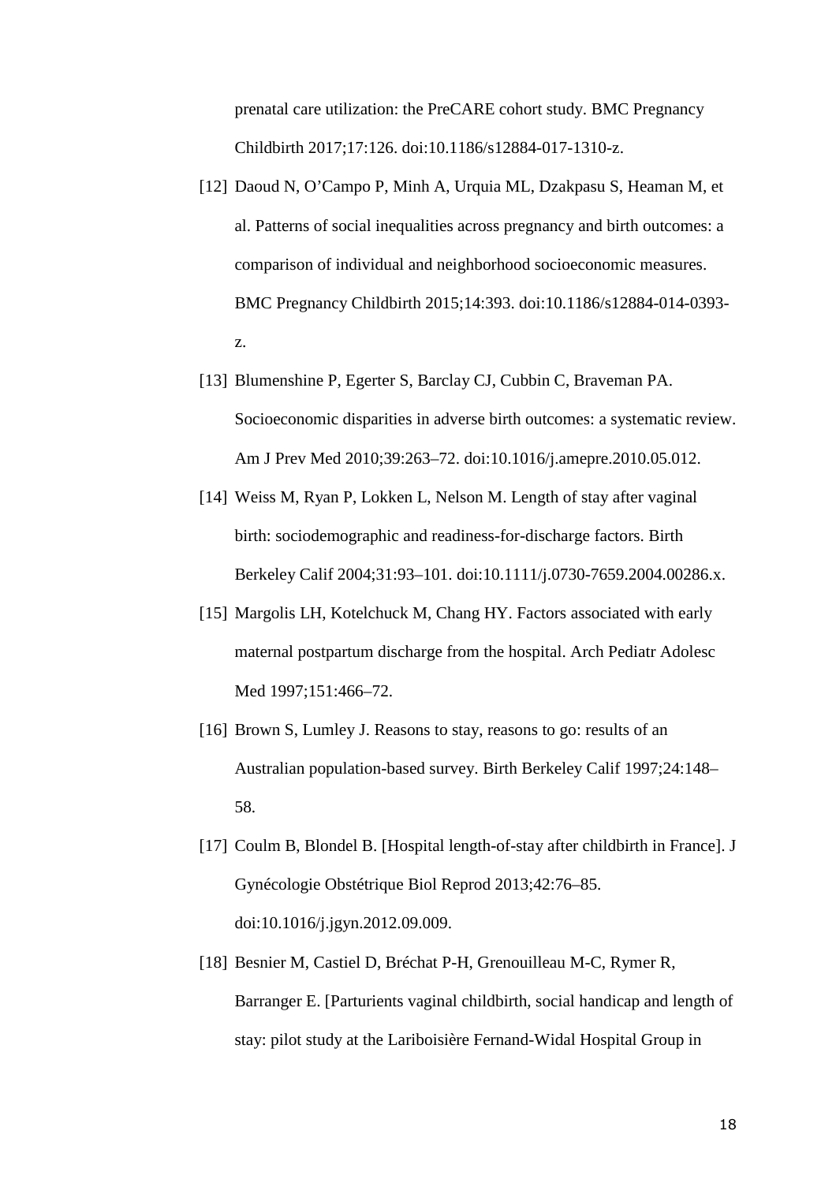prenatal care utilization: the PreCARE cohort study. BMC Pregnancy Childbirth 2017;17:126. doi:10.1186/s12884-017-1310-z.

[12] Daoud N, O'Campo P, Minh A, Urquia ML, Dzakpasu S, Heaman M, et al. Patterns of social inequalities across pregnancy and birth outcomes: a comparison of individual and neighborhood socioeconomic measures. BMC Pregnancy Childbirth 2015;14:393. doi:10.1186/s12884-014-0393-z.

[13] Blumenshine P, Egerter S, Barclay CJ, Cubbin C, Braveman PA. Socioeconomic disparities in adverse birth outcomes: a systematic review. Am J Prev Med 2010;39:263–72. doi:10.1016/j.amepre.2010.05.012.

[14] Weiss M, Ryan P, Lokken L, Nelson M. Length of stay after vaginal birth: sociodemographic and readiness-for-discharge factors. Birth Berkeley Calif 2004;31:93–101. doi:10.1111/j.0730-7659.2004.00286.x.

[15] Margolis LH, Kotelchuck M, Chang HY. Factors associated with early maternal postpartum discharge from the hospital. Arch Pediatr Adolesc Med 1997;151:466–72.

[16] Brown S, Lumley J. Reasons to stay, reasons to go: results of an Australian population-based survey. Birth Berkeley Calif 1997;24:148–58.

[17] Coulm B, Blondel B. [Hospital length-of-stay after childbirth in France]. J Gynécologie Obstétrique Biol Reprod 2013;42:76–85. doi:10.1016/j.jgyn.2012.09.009.

[18] Besnier M, Castiel D, Bréchat P-H, Grenouilleau M-C, Rymer R, Barranger E. [Parturients vaginal childbirth, social handicap and length of stay: pilot study at the Lariboisière Fernand-Widal Hospital Group in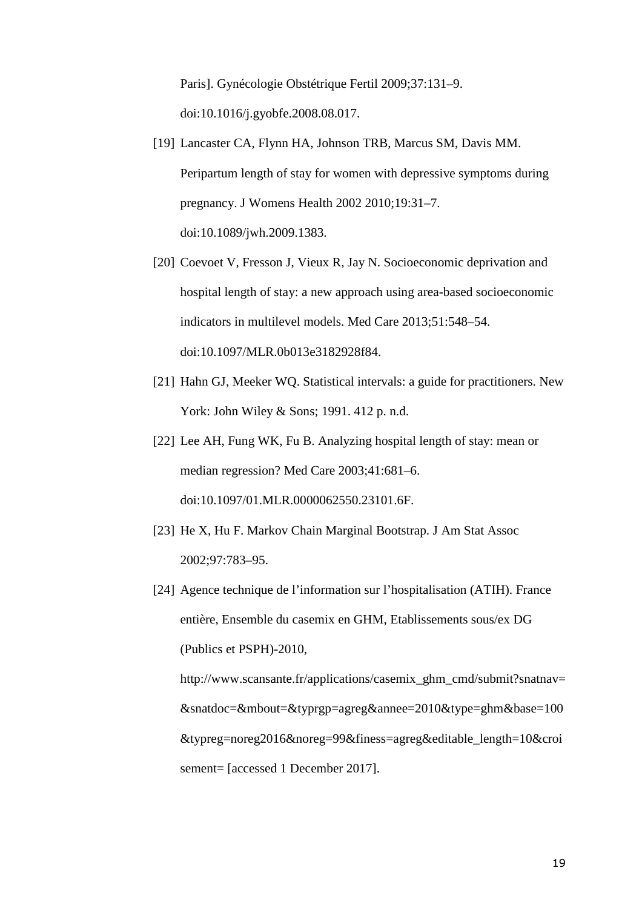Paris]. Gynécologie Obstétrique Fertil 2009;37:131–9. doi:10.1016/j.gyobfe.2008.08.017.

[19] Lancaster CA, Flynn HA, Johnson TRB, Marcus SM, Davis MM. Peripartum length of stay for women with depressive symptoms during pregnancy. J Womens Health 2002 2010;19:31–7. doi:10.1089/jwh.2009.1383.

[20] Coevoet V, Fresson J, Vieux R, Jay N. Socioeconomic deprivation and hospital length of stay: a new approach using area-based socioeconomic indicators in multilevel models. Med Care 2013;51:548–54. doi:10.1097/MLR.0b013e3182928f84.

[21] Hahn GJ, Meeker WQ. Statistical intervals: a guide for practitioners. New York: John Wiley & Sons; 1991. 412 p. n.d.

[22] Lee AH, Fung WK, Fu B. Analyzing hospital length of stay: mean or median regression? Med Care 2003;41:681–6. doi:10.1097/01.MLR.0000062550.23101.6F.

[23] He X, Hu F. Markov Chain Marginal Bootstrap. J Am Stat Assoc 2002;97:783–95.

[24] Agence technique de l'information sur l'hospitalisation (ATIH). France entière, Ensemble du casemix en GHM, Etablissements sous/ex DG (Publics et PSPH)-2010, http://www.scansante.fr/applications/casemix_ghm_cmd/submit?snatnav=&snatdoc=&mbout=&typrgp=agreg&annee=2010&type=ghm&base=100&typreg=noreg2016&noreg=99&finess=agreg&editable_length=10&croisement= [accessed 1 December 2017].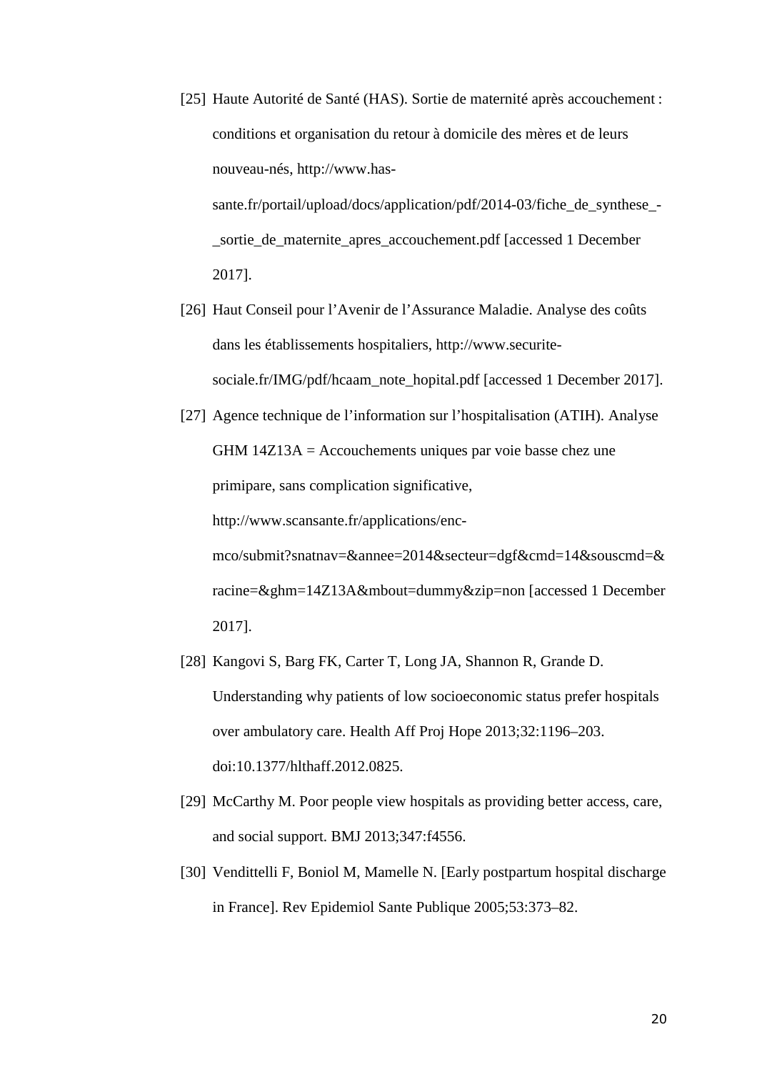[25] Haute Autorité de Santé (HAS). Sortie de maternité après accouchement : conditions et organisation du retour à domicile des mères et de leurs nouveau-nés, http://www.has-sante.fr/portail/upload/docs/application/pdf/2014-03/fiche_de_synthese_-_sortie_de_maternite_apres_accouchement.pdf [accessed 1 December 2017].

[26] Haut Conseil pour l'Avenir de l'Assurance Maladie. Analyse des coûts dans les établissements hospitaliers, http://www.securite-sociale.fr/IMG/pdf/hcaam_note_hopital.pdf [accessed 1 December 2017].

[27] Agence technique de l'information sur l'hospitalisation (ATIH). Analyse GHM 14Z13A = Accouchements uniques par voie basse chez une primipare, sans complication significative, http://www.scansante.fr/applications/enc-mco/submit?snatnav=&annee=2014&secteur=dgf&cmd=14&souscmd=&racine=&ghm=14Z13A&mbout=dummy&zip=non [accessed 1 December 2017].

[28] Kangovi S, Barg FK, Carter T, Long JA, Shannon R, Grande D. Understanding why patients of low socioeconomic status prefer hospitals over ambulatory care. Health Aff Proj Hope 2013;32:1196–203. doi:10.1377/hlthaff.2012.0825.

[29] McCarthy M. Poor people view hospitals as providing better access, care, and social support. BMJ 2013;347:f4556.

[30] Vendittelli F, Boniol M, Mamelle N. [Early postpartum hospital discharge in France]. Rev Epidemiol Sante Publique 2005;53:373–82.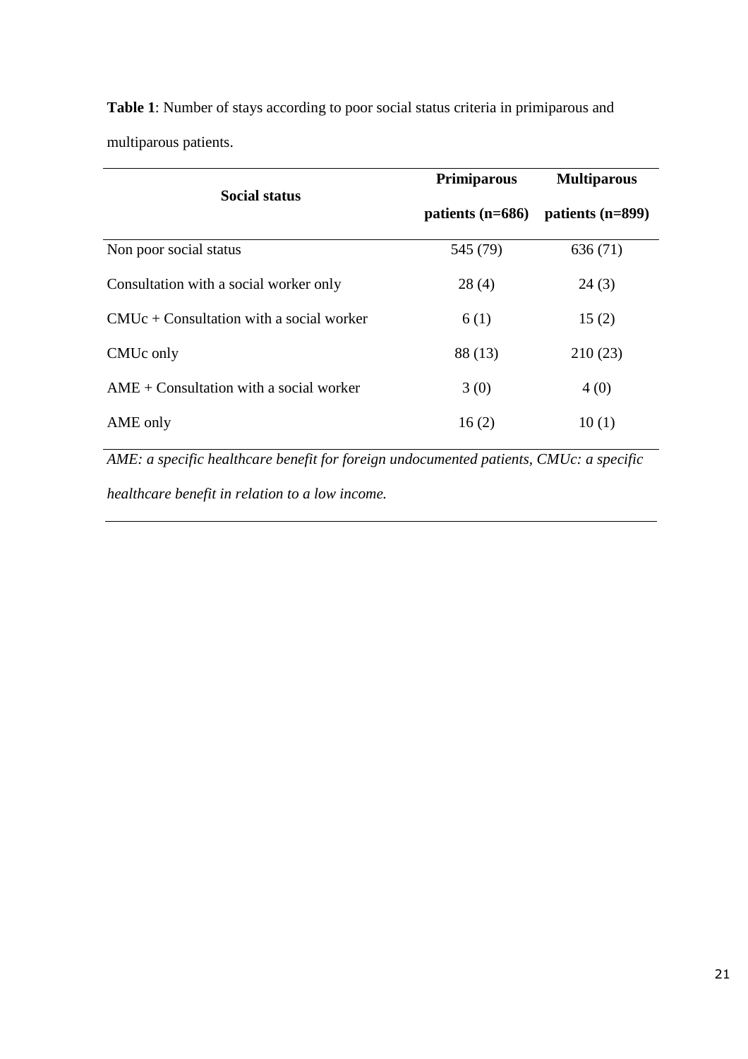**Table 1**: Number of stays according to poor social status criteria in primiparous and multiparous patients.

| Social status | Primiparous patients (n=686) | Multiparous patients (n=899) |
|---|---|---|
| Non poor social status | 545 (79) | 636 (71) |
| Consultation with a social worker only | 28 (4) | 24 (3) |
| CMUc + Consultation with a social worker | 6 (1) | 15 (2) |
| CMUc only | 88 (13) | 210 (23) |
| AME + Consultation with a social worker | 3 (0) | 4 (0) |
| AME only | 16 (2) | 10 (1) |

*AME: a specific healthcare benefit for foreign undocumented patients, CMUc: a specific healthcare benefit in relation to a low income.*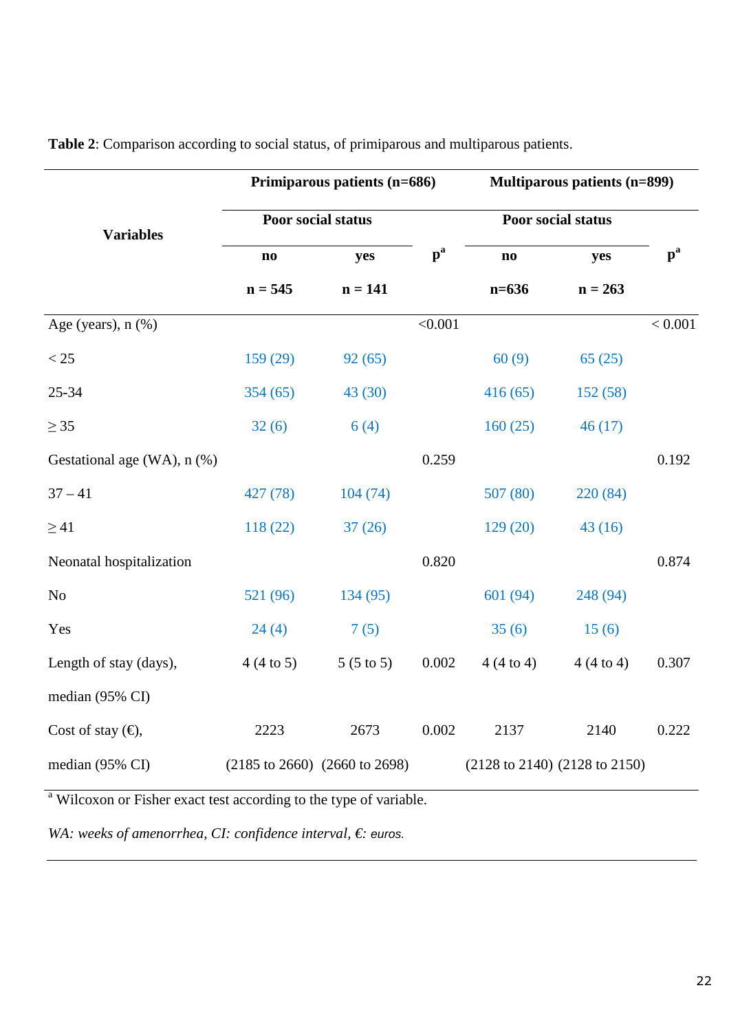**Table 2**: Comparison according to social status, of primiparous and multiparous patients.

| Variables | Primiparous patients (n=686) | | | Multiparous patients (n=899) | | |
|---|---|---|---|---|---|---|
| | Poor social status | | | Poor social status | | |
| | no | yes | p[a] | no | yes | p[a] |
| | n = 545 | n = 141 | | n=636 | n = 263 | |
| Age (years), n (%) | | | <0.001 | | | < 0.001 |
| < 25 | 159 (29) | 92 (65) | | 60 (9) | 65 (25) | |
| 25-34 | 354 (65) | 43 (30) | | 416 (65) | 152 (58) | |
| ≥ 35 | 32 (6) | 6 (4) | | 160 (25) | 46 (17) | |
| Gestational age (WA), n (%) | | | 0.259 | | | 0.192 |
| 37 – 41 | 427 (78) | 104 (74) | | 507 (80) | 220 (84) | |
| ≥ 41 | 118 (22) | 37 (26) | | 129 (20) | 43 (16) | |
| Neonatal hospitalization | | | 0.820 | | | 0.874 |
| No | 521 (96) | 134 (95) | | 601 (94) | 248 (94) | |
| Yes | 24 (4) | 7 (5) | | 35 (6) | 15 (6) | |
| Length of stay (days), median (95% CI) | 4 (4 to 5) | 5 (5 to 5) | 0.002 | 4 (4 to 4) | 4 (4 to 4) | 0.307 |
| Cost of stay (€), median (95% CI) | 2223 (2185 to 2660) | 2673 (2660 to 2698) | 0.002 | 2137 (2128 to 2140) | 2140 (2128 to 2150) | 0.222 |

[a] Wilcoxon or Fisher exact test according to the type of variable.

*WA: weeks of amenorrhea, CI: confidence interval, €: euros.*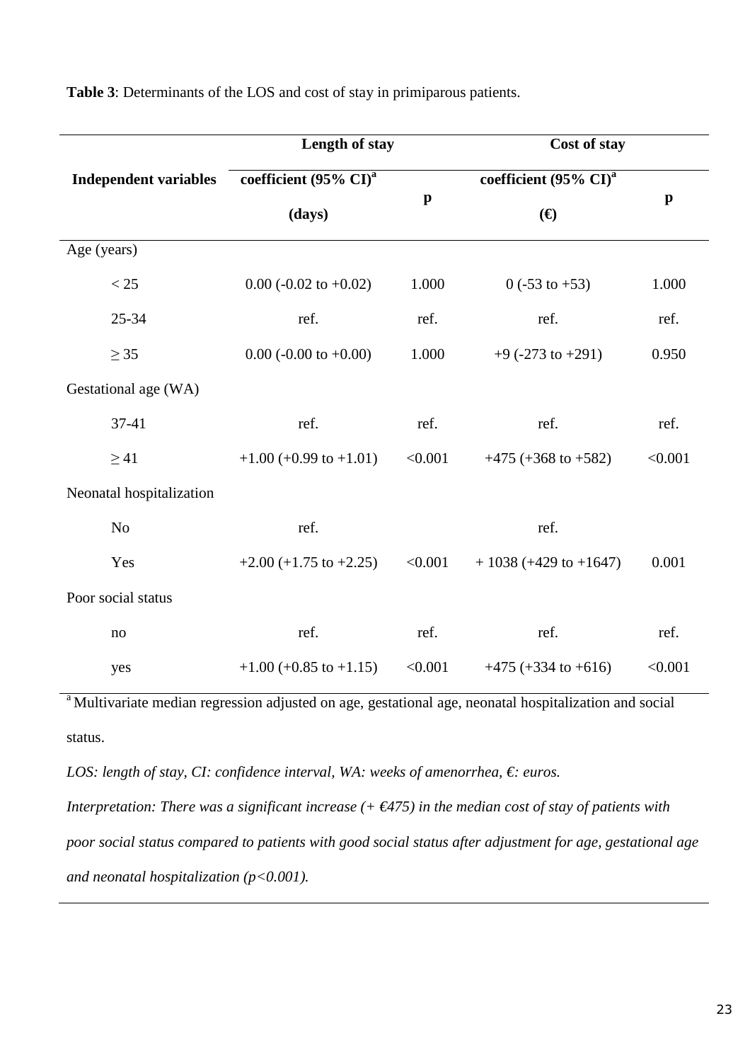**Table 3**: Determinants of the LOS and cost of stay in primiparous patients.

| Independent variables | Length of stay coefficient (95% CI)[a] (days) | p | Cost of stay coefficient (95% CI)[a] (€) | p |
|---|---|---|---|---|
| Age (years) | | | | |
| < 25 | 0.00 (-0.02 to +0.02) | 1.000 | 0 (-53 to +53) | 1.000 |
| 25-34 | ref. | ref. | ref. | ref. |
| ≥ 35 | 0.00 (-0.00 to +0.00) | 1.000 | +9 (-273 to +291) | 0.950 |
| Gestational age (WA) | | | | |
| 37-41 | ref. | ref. | ref. | ref. |
| ≥ 41 | +1.00 (+0.99 to +1.01) | <0.001 | +475 (+368 to +582) | <0.001 |
| Neonatal hospitalization | | | | |
| No | ref. | | ref. | |
| Yes | +2.00 (+1.75 to +2.25) | <0.001 | + 1038 (+429 to +1647) | 0.001 |
| Poor social status | | | | |
| no | ref. | ref. | ref. | ref. |
| yes | +1.00 (+0.85 to +1.15) | <0.001 | +475 (+334 to +616) | <0.001 |

[a] Multivariate median regression adjusted on age, gestational age, neonatal hospitalization and social status.

*LOS: length of stay, CI: confidence interval, WA: weeks of amenorrhea, €: euros.*

*Interpretation: There was a significant increase (+ €475) in the median cost of stay of patients with poor social status compared to patients with good social status after adjustment for age, gestational age and neonatal hospitalization (p<0.001).*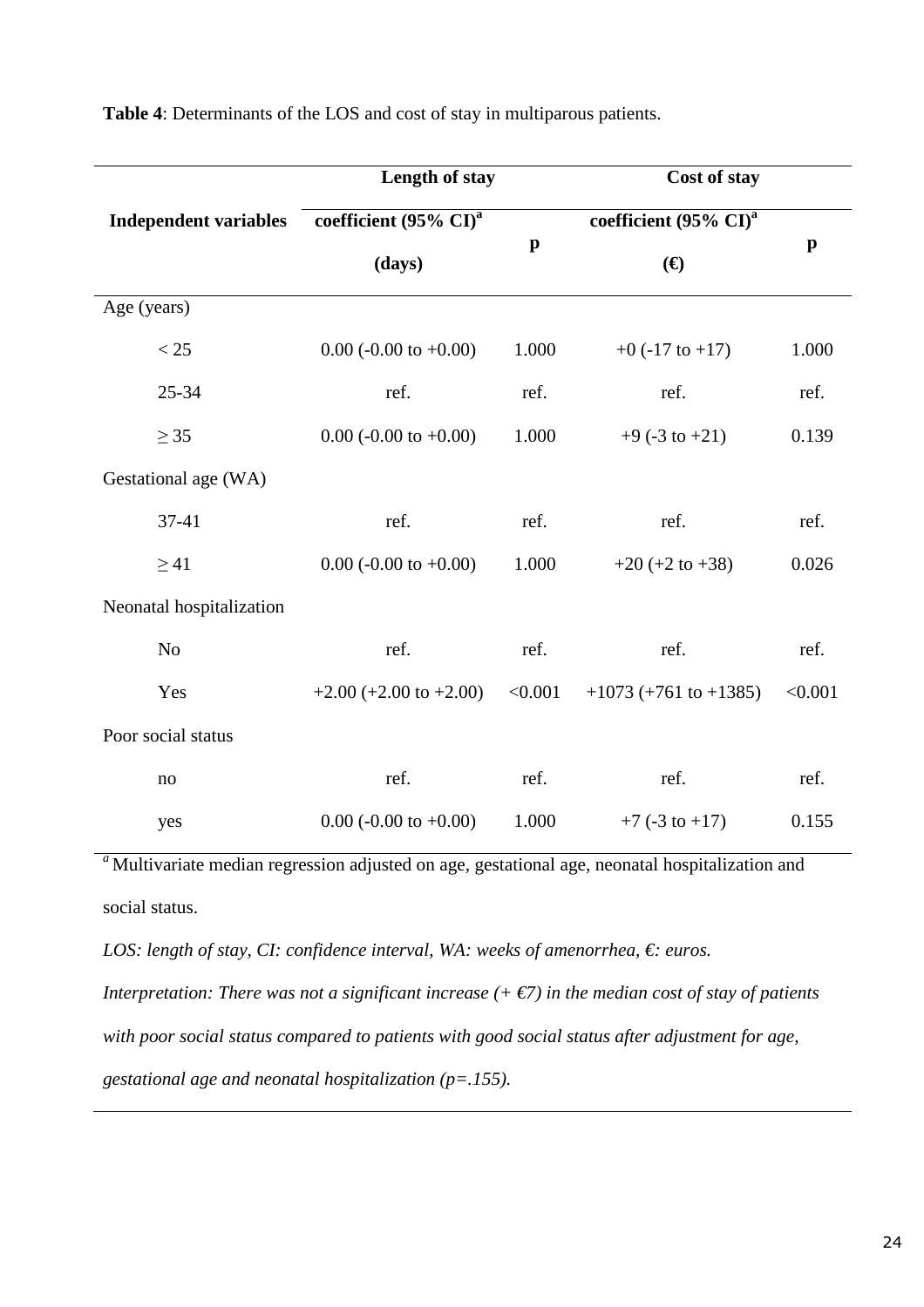**Table 4**: Determinants of the LOS and cost of stay in multiparous patients.

| Independent variables | Length of stay coefficient (95% CI)[a] (days) | p | Cost of stay coefficient (95% CI)[a] (€) | p |
|---|---|---|---|---|
| Age (years) | | | | |
| < 25 | 0.00 (-0.00 to +0.00) | 1.000 | +0 (-17 to +17) | 1.000 |
| 25-34 | ref. | ref. | ref. | ref. |
| ≥ 35 | 0.00 (-0.00 to +0.00) | 1.000 | +9 (-3 to +21) | 0.139 |
| Gestational age (WA) | | | | |
| 37-41 | ref. | ref. | ref. | ref. |
| ≥ 41 | 0.00 (-0.00 to +0.00) | 1.000 | +20 (+2 to +38) | 0.026 |
| Neonatal hospitalization | | | | |
| No | ref. | ref. | ref. | ref. |
| Yes | +2.00 (+2.00 to +2.00) | <0.001 | +1073 (+761 to +1385) | <0.001 |
| Poor social status | | | | |
| no | ref. | ref. | ref. | ref. |
| yes | 0.00 (-0.00 to +0.00) | 1.000 | +7 (-3 to +17) | 0.155 |

[a] Multivariate median regression adjusted on age, gestational age, neonatal hospitalization and social status.

*LOS: length of stay, CI: confidence interval, WA: weeks of amenorrhea, €: euros.*

*Interpretation: There was not a significant increase (+ €7) in the median cost of stay of patients with poor social status compared to patients with good social status after adjustment for age, gestational age and neonatal hospitalization (p=.155).*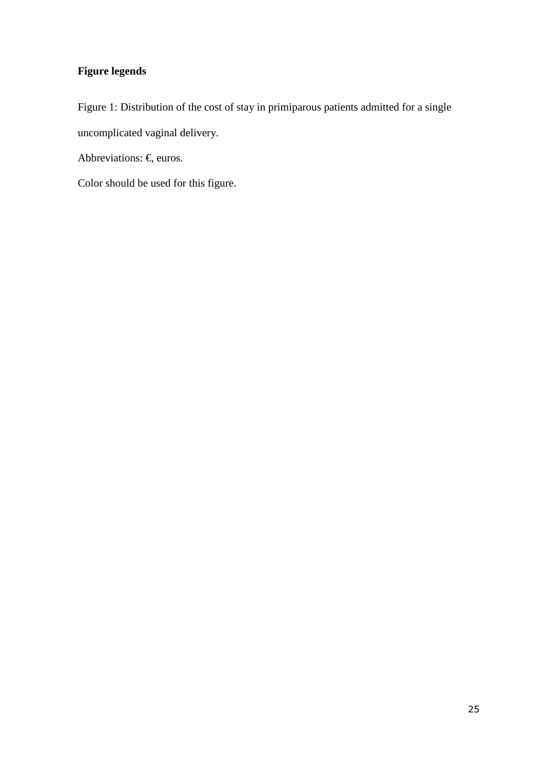## Figure legends

Figure 1: Distribution of the cost of stay in primiparous patients admitted for a single uncomplicated vaginal delivery.

Abbreviations: €, euros.

Color should be used for this figure.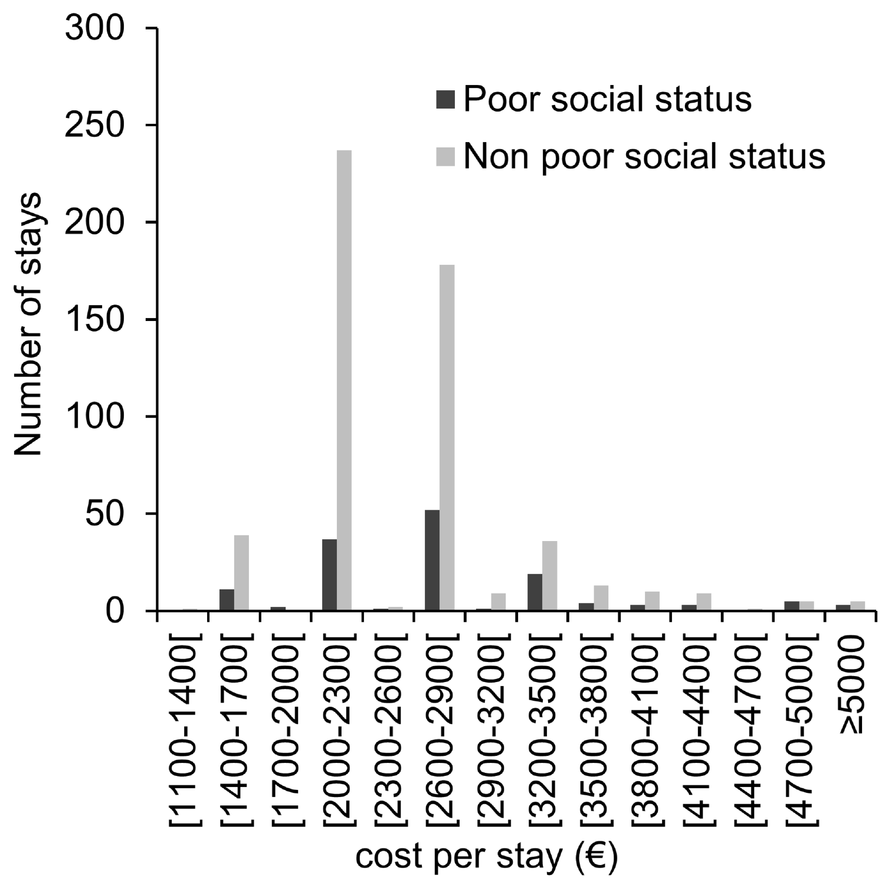300
250
200
150
100
50
0

Number of stays

Poor social status
Non poor social status

[1100-1400[
[1400-1700[
[1700-2000[
[2000-2300[
[2300-2600[
[2600-2900[
[2900-3200[
[3200-3500[
[3500-3800[
[3800-4100[
[4100-4400[
[4400-4700[
[4700-5000[
≥5000

cost per stay (€)